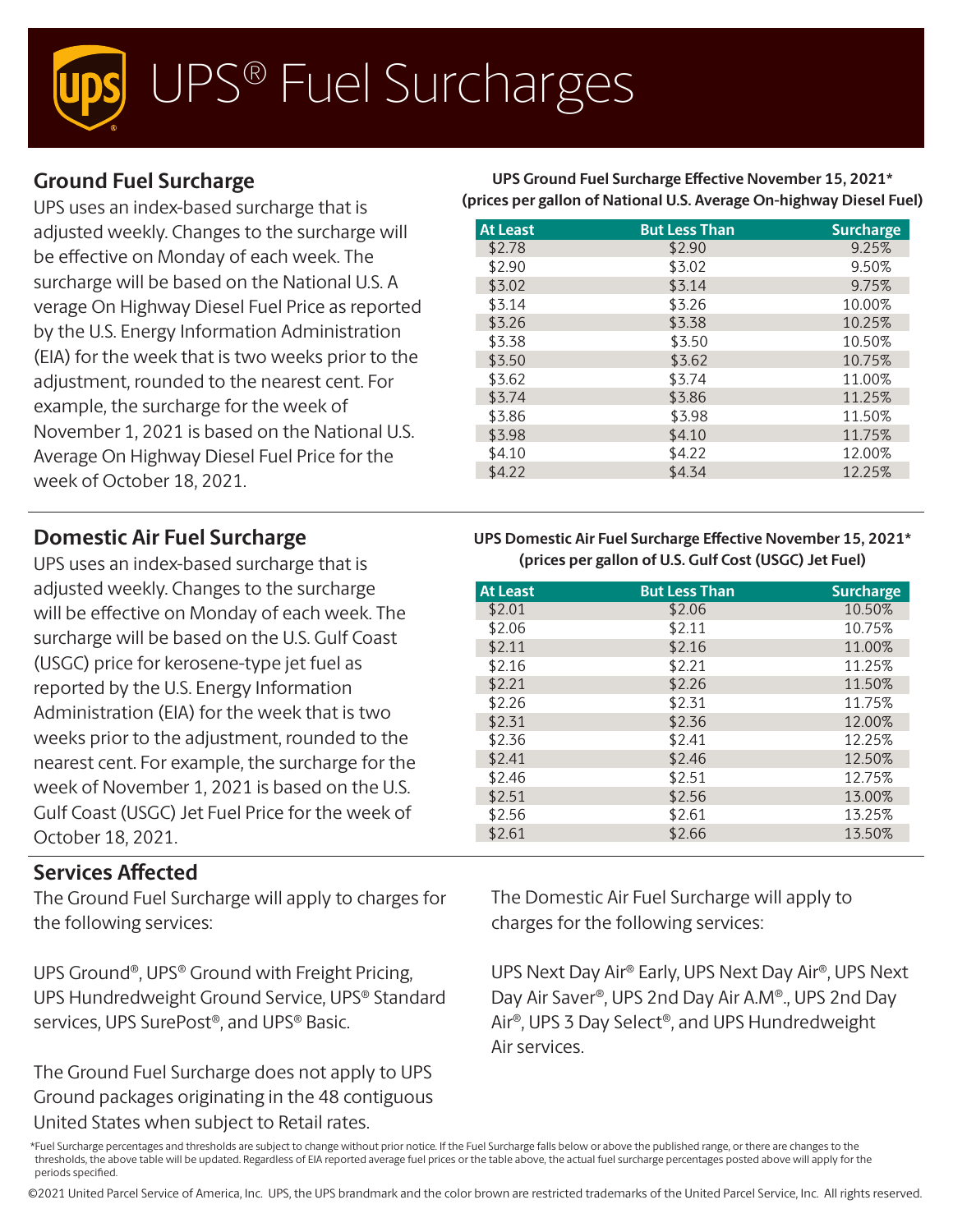# UPS® Fuel Surcharges

## Ground Fuel Surcharge

UPS uses an index-based surcharge that is adjusted weekly. Changes to the surcharge will be effective on Monday of each week. The surcharge will be based on the National U.S. A verage On Highway Diesel Fuel Price as reported by the U.S. Energy Information Administration (EIA) for the week that is two weeks prior to the adjustment, rounded to the nearest cent. For example, the surcharge for the week of November 1, 2021 is based on the National U.S. Average On Highway Diesel Fuel Price for the week of October 18, 2021.

**UPS Ground Fuel Surcharge Effective November 15, 2021***
**(prices per gallon of National U.S. Average On-highway Diesel Fuel)**

| At Least | But Less Than | Surcharge |
|---|---|---|
| $2.78 | $2.90 | 9.25% |
| $2.90 | $3.02 | 9.50% |
| $3.02 | $3.14 | 9.75% |
| $3.14 | $3.26 | 10.00% |
| $3.26 | $3.38 | 10.25% |
| $3.38 | $3.50 | 10.50% |
| $3.50 | $3.62 | 10.75% |
| $3.62 | $3.74 | 11.00% |
| $3.74 | $3.86 | 11.25% |
| $3.86 | $3.98 | 11.50% |
| $3.98 | $4.10 | 11.75% |
| $4.10 | $4.22 | 12.00% |
| $4.22 | $4.34 | 12.25% |

## Domestic Air Fuel Surcharge

UPS uses an index-based surcharge that is adjusted weekly. Changes to the surcharge will be effective on Monday of each week. The surcharge will be based on the U.S. Gulf Coast (USGC) price for kerosene-type jet fuel as reported by the U.S. Energy Information Administration (EIA) for the week that is two weeks prior to the adjustment, rounded to the nearest cent. For example, the surcharge for the week of November 1, 2021 is based on the U.S. Gulf Coast (USGC) Jet Fuel Price for the week of October 18, 2021.

**UPS Domestic Air Fuel Surcharge Effective November 15, 2021***
**(prices per gallon of U.S. Gulf Cost (USGC) Jet Fuel)**

| At Least | But Less Than | Surcharge |
|---|---|---|
| $2.01 | $2.06 | 10.50% |
| $2.06 | $2.11 | 10.75% |
| $2.11 | $2.16 | 11.00% |
| $2.16 | $2.21 | 11.25% |
| $2.21 | $2.26 | 11.50% |
| $2.26 | $2.31 | 11.75% |
| $2.31 | $2.36 | 12.00% |
| $2.36 | $2.41 | 12.25% |
| $2.41 | $2.46 | 12.50% |
| $2.46 | $2.51 | 12.75% |
| $2.51 | $2.56 | 13.00% |
| $2.56 | $2.61 | 13.25% |
| $2.61 | $2.66 | 13.50% |

## Services Affected

The Ground Fuel Surcharge will apply to charges for the following services:

UPS Ground®, UPS® Ground with Freight Pricing, UPS Hundredweight Ground Service, UPS® Standard services, UPS SurePost®, and UPS® Basic.

The Ground Fuel Surcharge does not apply to UPS Ground packages originating in the 48 contiguous United States when subject to Retail rates.

The Domestic Air Fuel Surcharge will apply to charges for the following services:

UPS Next Day Air® Early, UPS Next Day Air®, UPS Next Day Air Saver®, UPS 2nd Day Air A.M®., UPS 2nd Day Air®, UPS 3 Day Select®, and UPS Hundredweight Air services.

*Fuel Surcharge percentages and thresholds are subject to change without prior notice. If the Fuel Surcharge falls below or above the published range, or there are changes to the thresholds, the above table will be updated. Regardless of EIA reported average fuel prices or the table above, the actual fuel surcharge percentages posted above will apply for the periods specified.

©2021 United Parcel Service of America, Inc. UPS, the UPS brandmark and the color brown are restricted trademarks of the United Parcel Service, Inc. All rights reserved.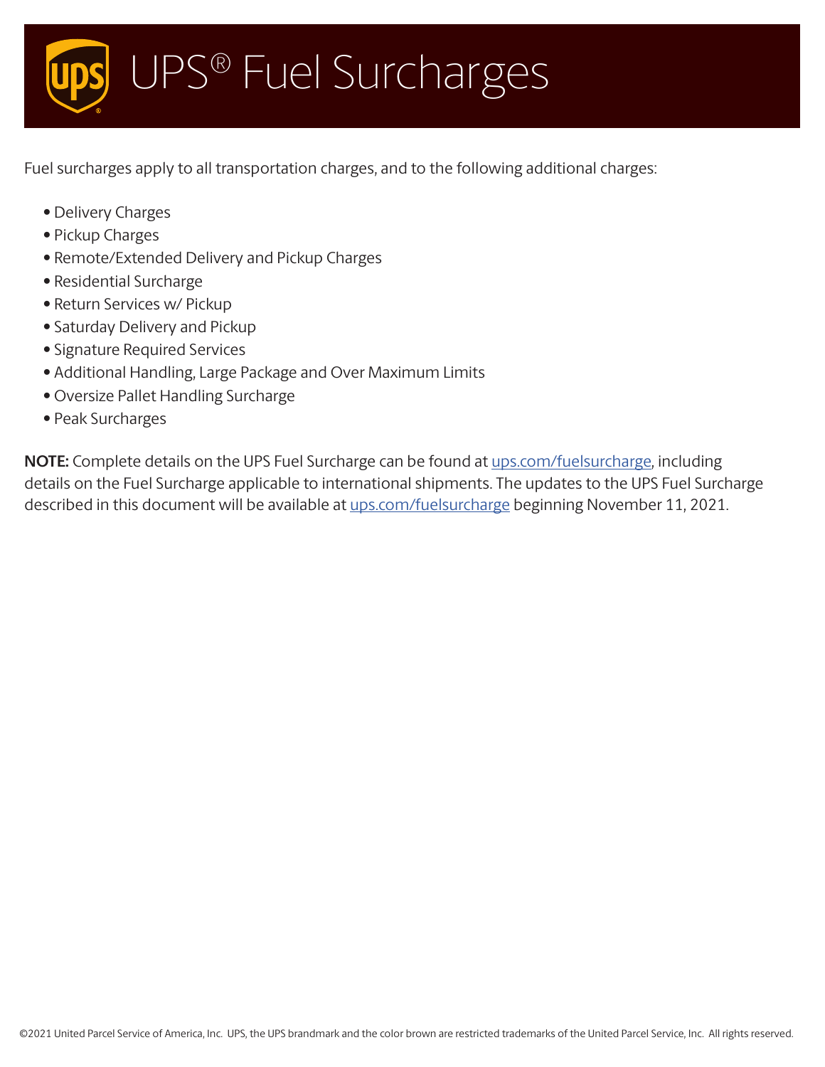# UPS® Fuel Surcharges

Fuel surcharges apply to all transportation charges, and to the following additional charges:

- Delivery Charges
- Pickup Charges
- Remote/Extended Delivery and Pickup Charges
- Residential Surcharge
- Return Services w/ Pickup
- Saturday Delivery and Pickup
- Signature Required Services
- Additional Handling, Large Package and Over Maximum Limits
- Oversize Pallet Handling Surcharge
- Peak Surcharges

**NOTE:** Complete details on the UPS Fuel Surcharge can be found at ups.com/fuelsurcharge, including details on the Fuel Surcharge applicable to international shipments. The updates to the UPS Fuel Surcharge described in this document will be available at ups.com/fuelsurcharge beginning November 11, 2021.

©2021 United Parcel Service of America, Inc. UPS, the UPS brandmark and the color brown are restricted trademarks of the United Parcel Service, Inc. All rights reserved.